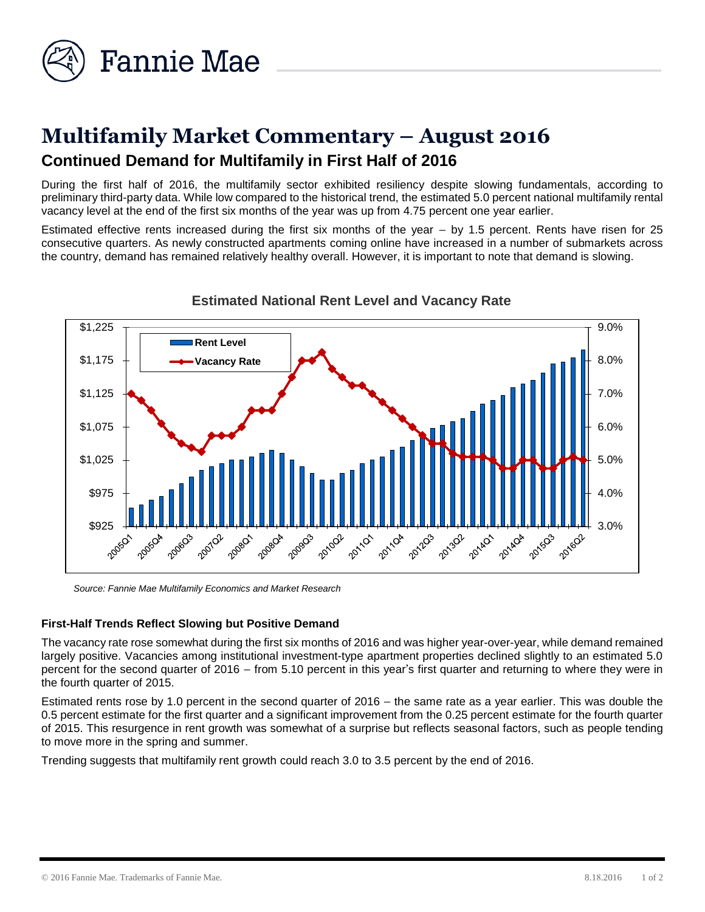# Multifamily Market Commentary – August 2016

## Continued Demand for Multifamily in First Half of 2016

During the first half of 2016, the multifamily sector exhibited resiliency despite slowing fundamentals, according to preliminary third-party data. While low compared to the historical trend, the estimated 5.0 percent national multifamily rental vacancy level at the end of the first six months of the year was up from 4.75 percent one year earlier.

Estimated effective rents increased during the first six months of the year – by 1.5 percent. Rents have risen for 25 consecutive quarters. As newly constructed apartments coming online have increased in a number of submarkets across the country, demand has remained relatively healthy overall. However, it is important to note that demand is slowing.

**Estimated National Rent Level and Vacancy Rate**

*Source: Fannie Mae Multifamily Economics and Market Research*

### First-Half Trends Reflect Slowing but Positive Demand

The vacancy rate rose somewhat during the first six months of 2016 and was higher year-over-year, while demand remained largely positive. Vacancies among institutional investment-type apartment properties declined slightly to an estimated 5.0 percent for the second quarter of 2016 – from 5.10 percent in this year's first quarter and returning to where they were in the fourth quarter of 2015.

Estimated rents rose by 1.0 percent in the second quarter of 2016 – the same rate as a year earlier. This was double the 0.5 percent estimate for the first quarter and a significant improvement from the 0.25 percent estimate for the fourth quarter of 2015. This resurgence in rent growth was somewhat of a surprise but reflects seasonal factors, such as people tending to move more in the spring and summer.

Trending suggests that multifamily rent growth could reach 3.0 to 3.5 percent by the end of 2016.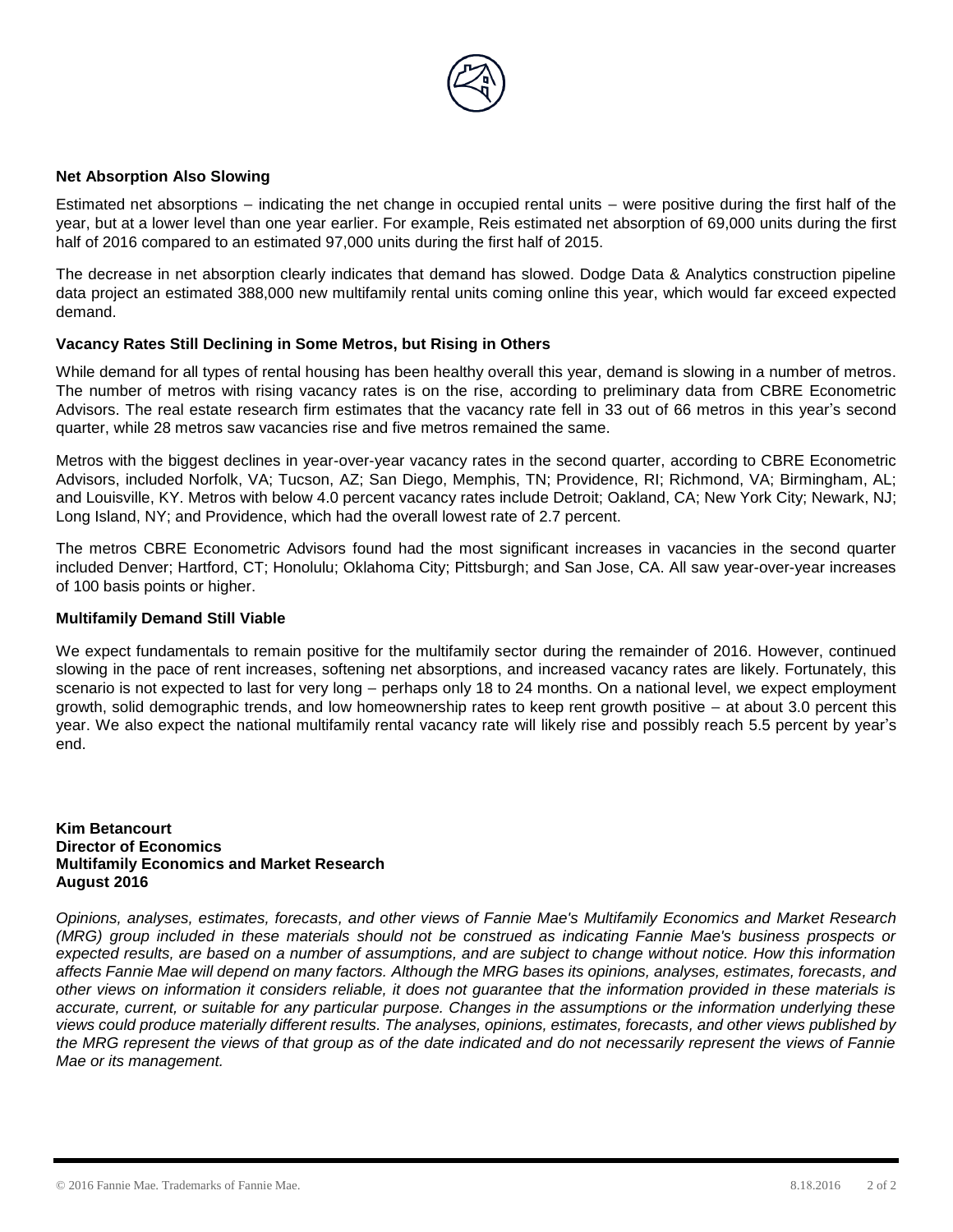### Net Absorption Also Slowing

Estimated net absorptions – indicating the net change in occupied rental units – were positive during the first half of the year, but at a lower level than one year earlier. For example, Reis estimated net absorption of 69,000 units during the first half of 2016 compared to an estimated 97,000 units during the first half of 2015.

The decrease in net absorption clearly indicates that demand has slowed. Dodge Data & Analytics construction pipeline data project an estimated 388,000 new multifamily rental units coming online this year, which would far exceed expected demand.

### Vacancy Rates Still Declining in Some Metros, but Rising in Others

While demand for all types of rental housing has been healthy overall this year, demand is slowing in a number of metros. The number of metros with rising vacancy rates is on the rise, according to preliminary data from CBRE Econometric Advisors. The real estate research firm estimates that the vacancy rate fell in 33 out of 66 metros in this year's second quarter, while 28 metros saw vacancies rise and five metros remained the same.

Metros with the biggest declines in year-over-year vacancy rates in the second quarter, according to CBRE Econometric Advisors, included Norfolk, VA; Tucson, AZ; San Diego, Memphis, TN; Providence, RI; Richmond, VA; Birmingham, AL; and Louisville, KY. Metros with below 4.0 percent vacancy rates include Detroit; Oakland, CA; New York City; Newark, NJ; Long Island, NY; and Providence, which had the overall lowest rate of 2.7 percent.

The metros CBRE Econometric Advisors found had the most significant increases in vacancies in the second quarter included Denver; Hartford, CT; Honolulu; Oklahoma City; Pittsburgh; and San Jose, CA. All saw year-over-year increases of 100 basis points or higher.

### Multifamily Demand Still Viable

We expect fundamentals to remain positive for the multifamily sector during the remainder of 2016. However, continued slowing in the pace of rent increases, softening net absorptions, and increased vacancy rates are likely. Fortunately, this scenario is not expected to last for very long – perhaps only 18 to 24 months. On a national level, we expect employment growth, solid demographic trends, and low homeownership rates to keep rent growth positive – at about 3.0 percent this year. We also expect the national multifamily rental vacancy rate will likely rise and possibly reach 5.5 percent by year's end.

**Kim Betancourt**
**Director of Economics**
**Multifamily Economics and Market Research**
**August 2016**

*Opinions, analyses, estimates, forecasts, and other views of Fannie Mae's Multifamily Economics and Market Research (MRG) group included in these materials should not be construed as indicating Fannie Mae's business prospects or expected results, are based on a number of assumptions, and are subject to change without notice. How this information affects Fannie Mae will depend on many factors. Although the MRG bases its opinions, analyses, estimates, forecasts, and other views on information it considers reliable, it does not guarantee that the information provided in these materials is accurate, current, or suitable for any particular purpose. Changes in the assumptions or the information underlying these views could produce materially different results. The analyses, opinions, estimates, forecasts, and other views published by the MRG represent the views of that group as of the date indicated and do not necessarily represent the views of Fannie Mae or its management.*

© 2016 Fannie Mae. Trademarks of Fannie Mae. 8.18.2016